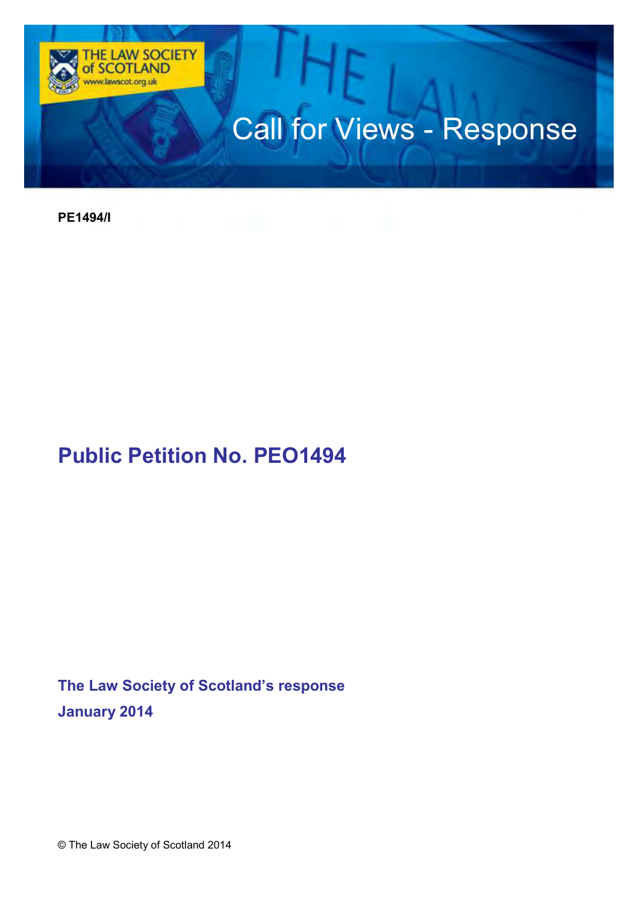THE LAW SOCIETY of SCOTLAND
www.lawscot.org.uk

# Call for Views - Response

**PE1494/I**

## Public Petition No. PEO1494

**The Law Society of Scotland's response**
**January 2014**

© The Law Society of Scotland 2014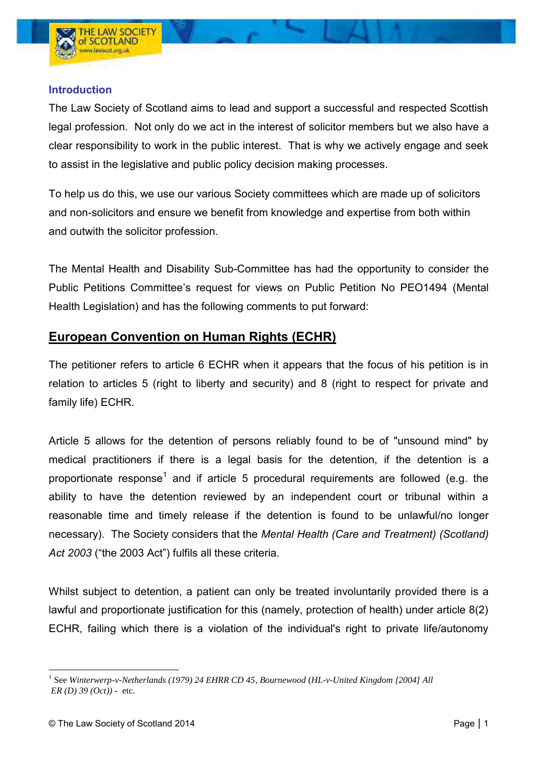## Introduction

The Law Society of Scotland aims to lead and support a successful and respected Scottish legal profession. Not only do we act in the interest of solicitor members but we also have a clear responsibility to work in the public interest. That is why we actively engage and seek to assist in the legislative and public policy decision making processes.

To help us do this, we use our various Society committees which are made up of solicitors and non-solicitors and ensure we benefit from knowledge and expertise from both within and outwith the solicitor profession.

The Mental Health and Disability Sub-Committee has had the opportunity to consider the Public Petitions Committee's request for views on Public Petition No PEO1494 (Mental Health Legislation) and has the following comments to put forward:

## European Convention on Human Rights (ECHR)

The petitioner refers to article 6 ECHR when it appears that the focus of his petition is in relation to articles 5 (right to liberty and security) and 8 (right to respect for private and family life) ECHR.

Article 5 allows for the detention of persons reliably found to be of "unsound mind" by medical practitioners if there is a legal basis for the detention, if the detention is a proportionate response[1] and if article 5 procedural requirements are followed (e.g. the ability to have the detention reviewed by an independent court or tribunal within a reasonable time and timely release if the detention is found to be unlawful/no longer necessary). The Society considers that the *Mental Health (Care and Treatment) (Scotland) Act 2003* ("the 2003 Act") fulfils all these criteria.

Whilst subject to detention, a patient can only be treated involuntarily provided there is a lawful and proportionate justification for this (namely, protection of health) under article 8(2) ECHR, failing which there is a violation of the individual's right to private life/autonomy

---

[1] See *Winterwerp-v-Netherlands (1979) 24 EHRR CD 45*, *Bournewood* (*HL-v-United Kingdom [2004] All ER (D) 39 (Oct)*) - etc.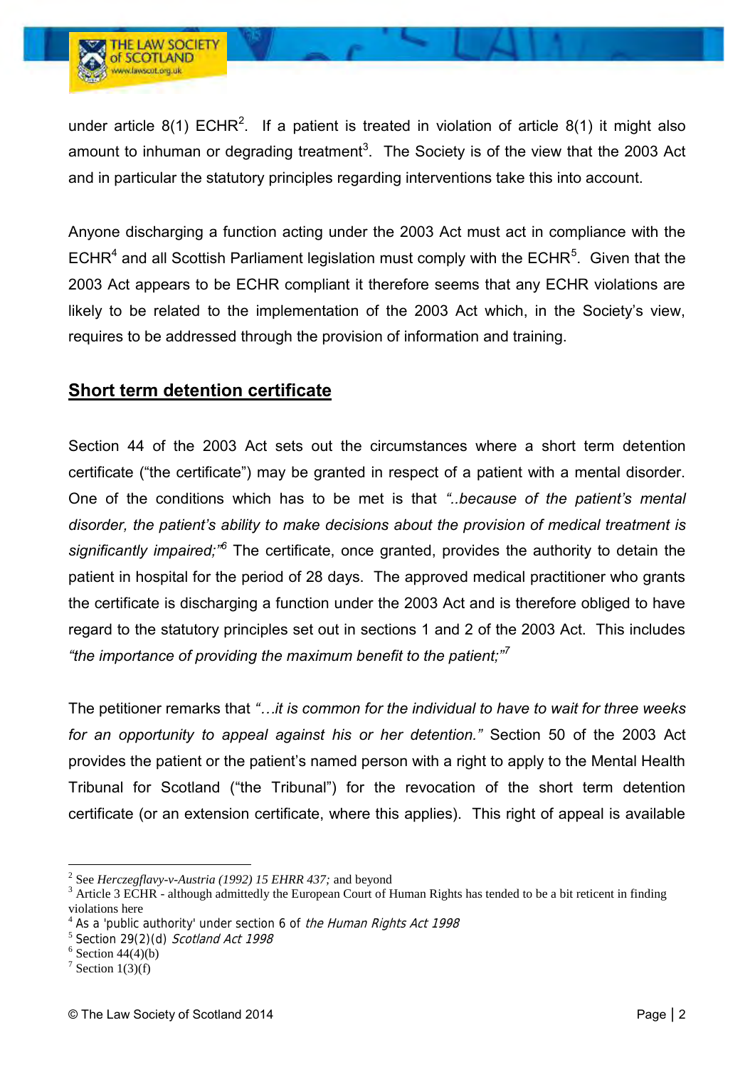under article 8(1) ECHR[2]. If a patient is treated in violation of article 8(1) it might also amount to inhuman or degrading treatment[3]. The Society is of the view that the 2003 Act and in particular the statutory principles regarding interventions take this into account.

Anyone discharging a function acting under the 2003 Act must act in compliance with the ECHR[4] and all Scottish Parliament legislation must comply with the ECHR[5]. Given that the 2003 Act appears to be ECHR compliant it therefore seems that any ECHR violations are likely to be related to the implementation of the 2003 Act which, in the Society's view, requires to be addressed through the provision of information and training.

## Short term detention certificate

Section 44 of the 2003 Act sets out the circumstances where a short term detention certificate ("the certificate") may be granted in respect of a patient with a mental disorder. One of the conditions which has to be met is that *"..because of the patient's mental disorder, the patient's ability to make decisions about the provision of medical treatment is significantly impaired;"*[6] The certificate, once granted, provides the authority to detain the patient in hospital for the period of 28 days. The approved medical practitioner who grants the certificate is discharging a function under the 2003 Act and is therefore obliged to have regard to the statutory principles set out in sections 1 and 2 of the 2003 Act. This includes *"the importance of providing the maximum benefit to the patient;"*[7]

The petitioner remarks that *"…it is common for the individual to have to wait for three weeks for an opportunity to appeal against his or her detention."* Section 50 of the 2003 Act provides the patient or the patient's named person with a right to apply to the Mental Health Tribunal for Scotland ("the Tribunal") for the revocation of the short term detention certificate (or an extension certificate, where this applies). This right of appeal is available

---

[2] See *Herczegflavy-v-Austria (1992) 15 EHRR 437;* and beyond
[3] Article 3 ECHR - although admittedly the European Court of Human Rights has tended to be a bit reticent in finding violations here
[4] As a 'public authority' under section 6 of *the Human Rights Act 1998*
[5] Section 29(2)(d) *Scotland Act 1998*
[6] Section 44(4)(b)
[7] Section 1(3)(f)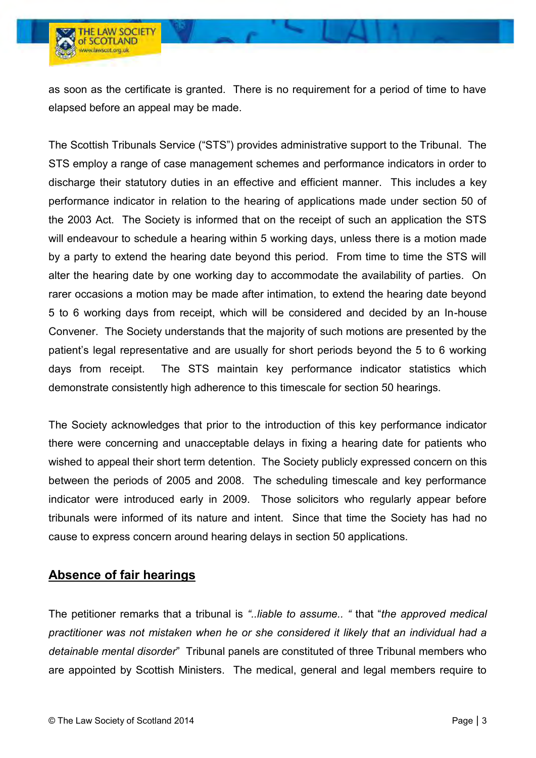as soon as the certificate is granted. There is no requirement for a period of time to have elapsed before an appeal may be made.

The Scottish Tribunals Service ("STS") provides administrative support to the Tribunal. The STS employ a range of case management schemes and performance indicators in order to discharge their statutory duties in an effective and efficient manner. This includes a key performance indicator in relation to the hearing of applications made under section 50 of the 2003 Act. The Society is informed that on the receipt of such an application the STS will endeavour to schedule a hearing within 5 working days, unless there is a motion made by a party to extend the hearing date beyond this period. From time to time the STS will alter the hearing date by one working day to accommodate the availability of parties. On rarer occasions a motion may be made after intimation, to extend the hearing date beyond 5 to 6 working days from receipt, which will be considered and decided by an In-house Convener. The Society understands that the majority of such motions are presented by the patient's legal representative and are usually for short periods beyond the 5 to 6 working days from receipt. The STS maintain key performance indicator statistics which demonstrate consistently high adherence to this timescale for section 50 hearings.

The Society acknowledges that prior to the introduction of this key performance indicator there were concerning and unacceptable delays in fixing a hearing date for patients who wished to appeal their short term detention. The Society publicly expressed concern on this between the periods of 2005 and 2008. The scheduling timescale and key performance indicator were introduced early in 2009. Those solicitors who regularly appear before tribunals were informed of its nature and intent. Since that time the Society has had no cause to express concern around hearing delays in section 50 applications.

## Absence of fair hearings

The petitioner remarks that a tribunal is *"..liable to assume.. "* that "*the approved medical practitioner was not mistaken when he or she considered it likely that an individual had a detainable mental disorder*" Tribunal panels are constituted of three Tribunal members who are appointed by Scottish Ministers. The medical, general and legal members require to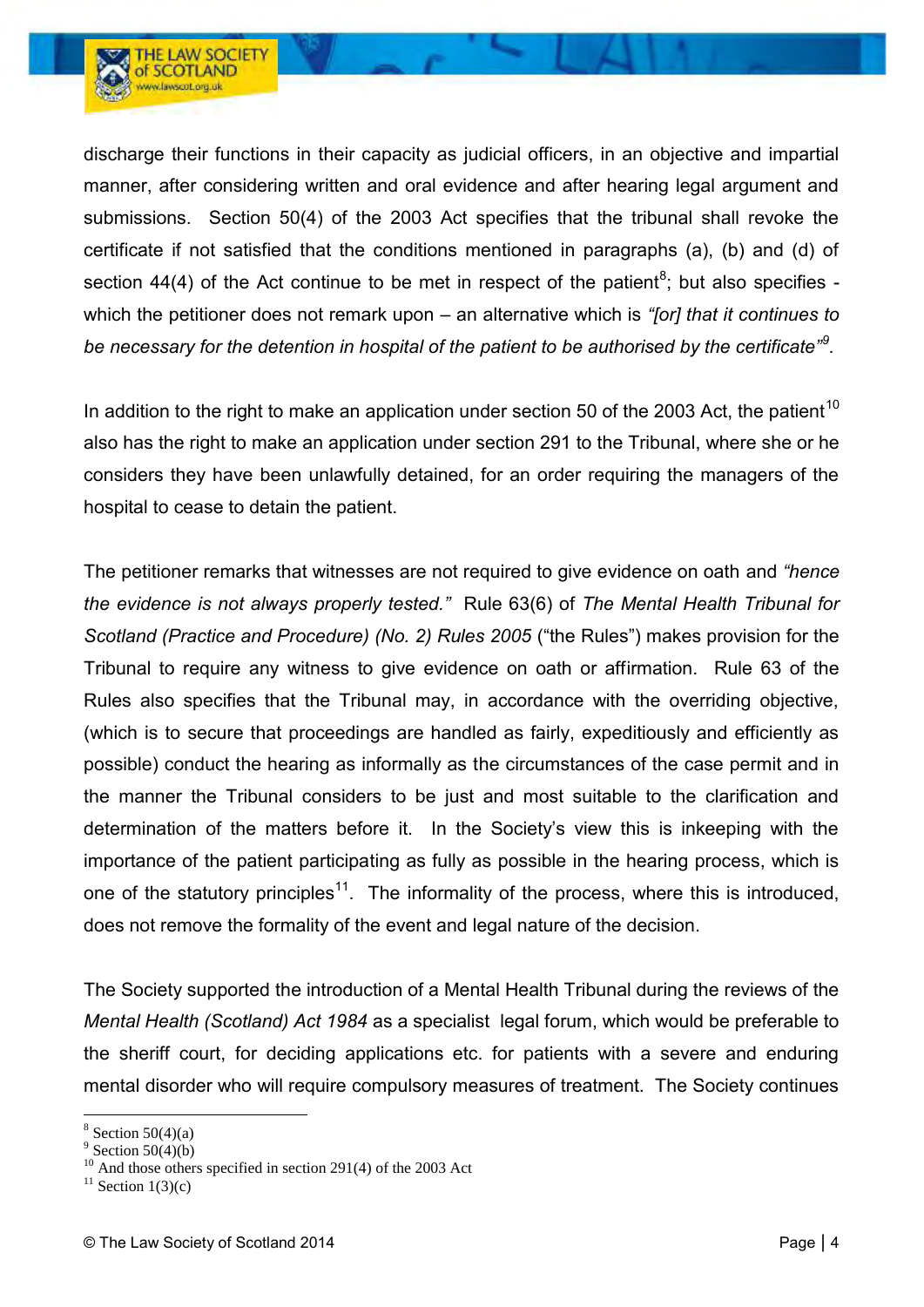discharge their functions in their capacity as judicial officers, in an objective and impartial manner, after considering written and oral evidence and after hearing legal argument and submissions. Section 50(4) of the 2003 Act specifies that the tribunal shall revoke the certificate if not satisfied that the conditions mentioned in paragraphs (a), (b) and (d) of section 44(4) of the Act continue to be met in respect of the patient[8]; but also specifies - which the petitioner does not remark upon – an alternative which is *"[or] that it continues to be necessary for the detention in hospital of the patient to be authorised by the certificate"*[9].

In addition to the right to make an application under section 50 of the 2003 Act, the patient[10] also has the right to make an application under section 291 to the Tribunal, where she or he considers they have been unlawfully detained, for an order requiring the managers of the hospital to cease to detain the patient.

The petitioner remarks that witnesses are not required to give evidence on oath and *"hence the evidence is not always properly tested."* Rule 63(6) of *The Mental Health Tribunal for Scotland (Practice and Procedure) (No. 2) Rules 2005* ("the Rules") makes provision for the Tribunal to require any witness to give evidence on oath or affirmation. Rule 63 of the Rules also specifies that the Tribunal may, in accordance with the overriding objective, (which is to secure that proceedings are handled as fairly, expeditiously and efficiently as possible) conduct the hearing as informally as the circumstances of the case permit and in the manner the Tribunal considers to be just and most suitable to the clarification and determination of the matters before it. In the Society's view this is inkeeping with the importance of the patient participating as fully as possible in the hearing process, which is one of the statutory principles[11]. The informality of the process, where this is introduced, does not remove the formality of the event and legal nature of the decision.

The Society supported the introduction of a Mental Health Tribunal during the reviews of the *Mental Health (Scotland) Act 1984* as a specialist legal forum, which would be preferable to the sheriff court, for deciding applications etc. for patients with a severe and enduring mental disorder who will require compulsory measures of treatment. The Society continues

---

[8] Section 50(4)(a)
[9] Section 50(4)(b)
[10] And those others specified in section 291(4) of the 2003 Act
[11] Section 1(3)(c)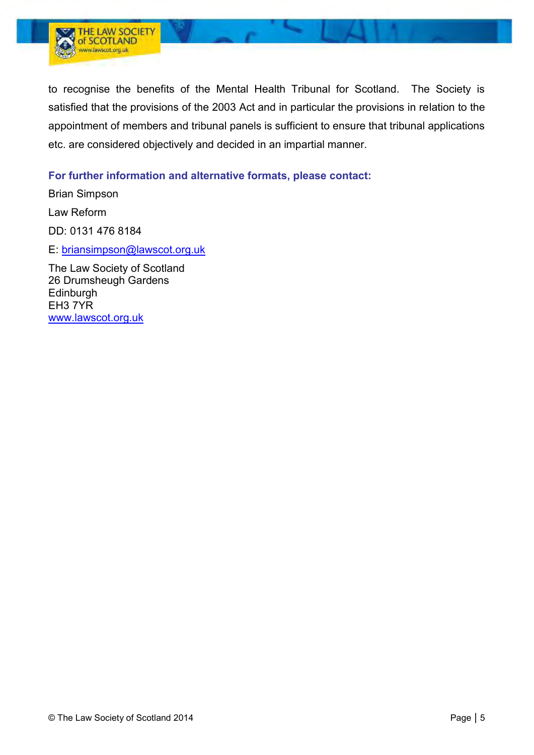to recognise the benefits of the Mental Health Tribunal for Scotland. The Society is satisfied that the provisions of the 2003 Act and in particular the provisions in relation to the appointment of members and tribunal panels is sufficient to ensure that tribunal applications etc. are considered objectively and decided in an impartial manner.

**For further information and alternative formats, please contact:**

Brian Simpson

Law Reform

DD: 0131 476 8184

E: briansimpson@lawscot.org.uk

The Law Society of Scotland
26 Drumsheugh Gardens
Edinburgh
EH3 7YR
www.lawscot.org.uk